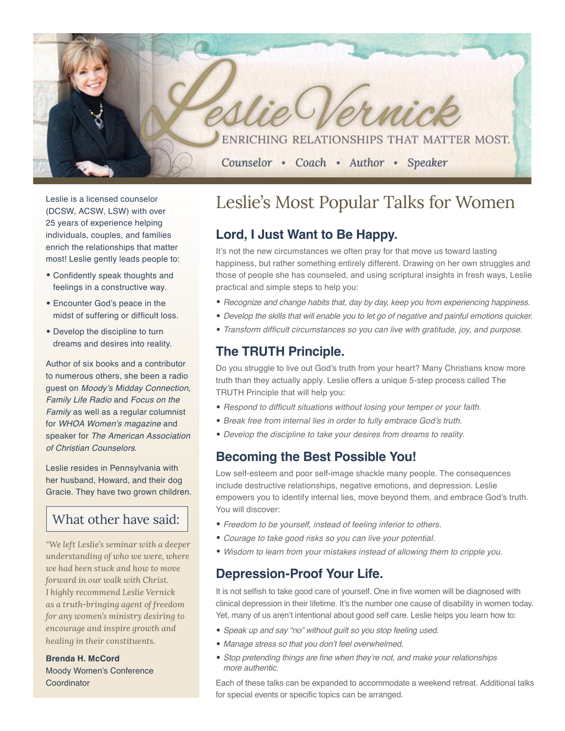# Leslie Vernick

ENRICHING RELATIONSHIPS THAT MATTER MOST.

Counselor • Coach • Author • Speaker

Leslie is a licensed counselor (DCSW, ACSW, LSW) with over 25 years of experience helping individuals, couples, and families enrich the relationships that matter most! Leslie gently leads people to:

- Confidently speak thoughts and feelings in a constructive way.
- Encounter God's peace in the midst of suffering or difficult loss.
- Develop the discipline to turn dreams and desires into reality.

Author of six books and a contributor to numerous others, she been a radio guest on *Moody's Midday Connection, Family Life Radio* and *Focus on the Family* as well as a regular columnist for *WHOA Women's magazine* and speaker for *The American Association of Christian Counselors*.

Leslie resides in Pennsylvania with her husband, Howard, and their dog Gracie. They have two grown children.

### What other have said:

*"We left Leslie's seminar with a deeper understanding of who we were, where we had been stuck and how to move forward in our walk with Christ. I highly recommend Leslie Vernick as a truth-bringing agent of freedom for any women's ministry desiring to encourage and inspire growth and healing in their constituents.*

**Brenda H. McCord**
Moody Women's Conference Coordinator

## Leslie's Most Popular Talks for Women

### Lord, I Just Want to Be Happy.

It's not the new circumstances we often pray for that move us toward lasting happiness, but rather something entirely different. Drawing on her own struggles and those of people she has counseled, and using scriptural insights in fresh ways, Leslie practical and simple steps to help you:

- *Recognize and change habits that, day by day, keep you from experiencing happiness.*
- *Develop the skills that will enable you to let go of negative and painful emotions quicker.*
- *Transform difficult circumstances so you can live with gratitude, joy, and purpose.*

### The TRUTH Principle.

Do you struggle to live out God's truth from your heart? Many Christians know more truth than they actually apply. Leslie offers a unique 5-step process called The TRUTH Principle that will help you:

- *Respond to difficult situations without losing your temper or your faith.*
- *Break free from internal lies in order to fully embrace God's truth.*
- *Develop the discipline to take your desires from dreams to reality.*

### Becoming the Best Possible You!

Low self-esteem and poor self-image shackle many people. The consequences include destructive relationships, negative emotions, and depression. Leslie empowers you to identify internal lies, move beyond them, and embrace God's truth. You will discover:

- *Freedom to be yourself, instead of feeling inferior to others.*
- *Courage to take good risks so you can live your potential.*
- *Wisdom to learn from your mistakes instead of allowing them to cripple you.*

### Depression-Proof Your Life.

It is not selfish to take good care of yourself. One in five women will be diagnosed with clinical depression in their lifetime. It's the number one cause of disability in women today. Yet, many of us aren't intentional about good self care. Leslie helps you learn how to:

- *Speak up and say "no" without guilt so you stop feeling used.*
- *Manage stress so that you don't feel overwhelmed.*
- *Stop pretending things are fine when they're not, and make your relationships more authentic.*

Each of these talks can be expanded to accommodate a weekend retreat. Additional talks for special events or specific topics can be arranged.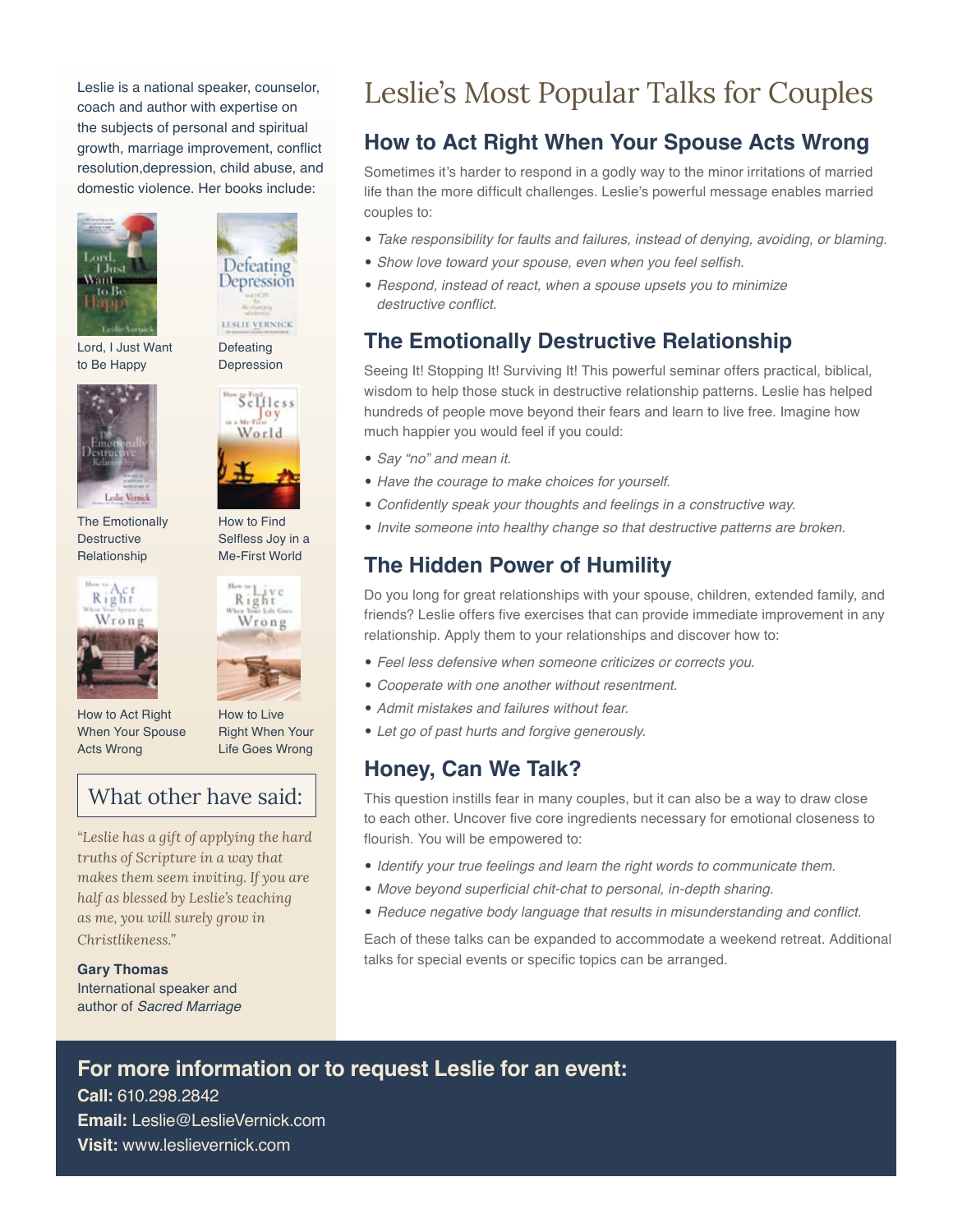Leslie is a national speaker, counselor, coach and author with expertise on the subjects of personal and spiritual growth, marriage improvement, conflict resolution,depression, child abuse, and domestic violence. Her books include:

Lord, I Just Want to Be Happy

Defeating Depression

The Emotionally Destructive Relationship

How to Find Selfless Joy in a Me-First World

How to Act Right When Your Spouse Acts Wrong

How to Live Right When Your Life Goes Wrong

## What other have said:

*"Leslie has a gift of applying the hard truths of Scripture in a way that makes them seem inviting. If you are half as blessed by Leslie's teaching as me, you will surely grow in Christlikeness."*

**Gary Thomas**
International speaker and author of *Sacred Marriage*

# Leslie's Most Popular Talks for Couples

## How to Act Right When Your Spouse Acts Wrong

Sometimes it's harder to respond in a godly way to the minor irritations of married life than the more difficult challenges. Leslie's powerful message enables married couples to:

- *Take responsibility for faults and failures, instead of denying, avoiding, or blaming.*
- *Show love toward your spouse, even when you feel selfish.*
- *Respond, instead of react, when a spouse upsets you to minimize destructive conflict.*

## The Emotionally Destructive Relationship

Seeing It! Stopping It! Surviving It! This powerful seminar offers practical, biblical, wisdom to help those stuck in destructive relationship patterns. Leslie has helped hundreds of people move beyond their fears and learn to live free. Imagine how much happier you would feel if you could:

- *Say "no" and mean it.*
- *Have the courage to make choices for yourself.*
- *Confidently speak your thoughts and feelings in a constructive way.*
- *Invite someone into healthy change so that destructive patterns are broken.*

## The Hidden Power of Humility

Do you long for great relationships with your spouse, children, extended family, and friends? Leslie offers five exercises that can provide immediate improvement in any relationship. Apply them to your relationships and discover how to:

- *Feel less defensive when someone criticizes or corrects you.*
- *Cooperate with one another without resentment.*
- *Admit mistakes and failures without fear.*
- *Let go of past hurts and forgive generously.*

## Honey, Can We Talk?

This question instills fear in many couples, but it can also be a way to draw close to each other. Uncover five core ingredients necessary for emotional closeness to flourish. You will be empowered to:

- *Identify your true feelings and learn the right words to communicate them.*
- *Move beyond superficial chit-chat to personal, in-depth sharing.*
- *Reduce negative body language that results in misunderstanding and conflict.*

Each of these talks can be expanded to accommodate a weekend retreat. Additional talks for special events or specific topics can be arranged.

## For more information or to request Leslie for an event:

**Call:** 610.298.2842
**Email:** Leslie@LeslieVernick.com
**Visit:** www.leslievernick.com